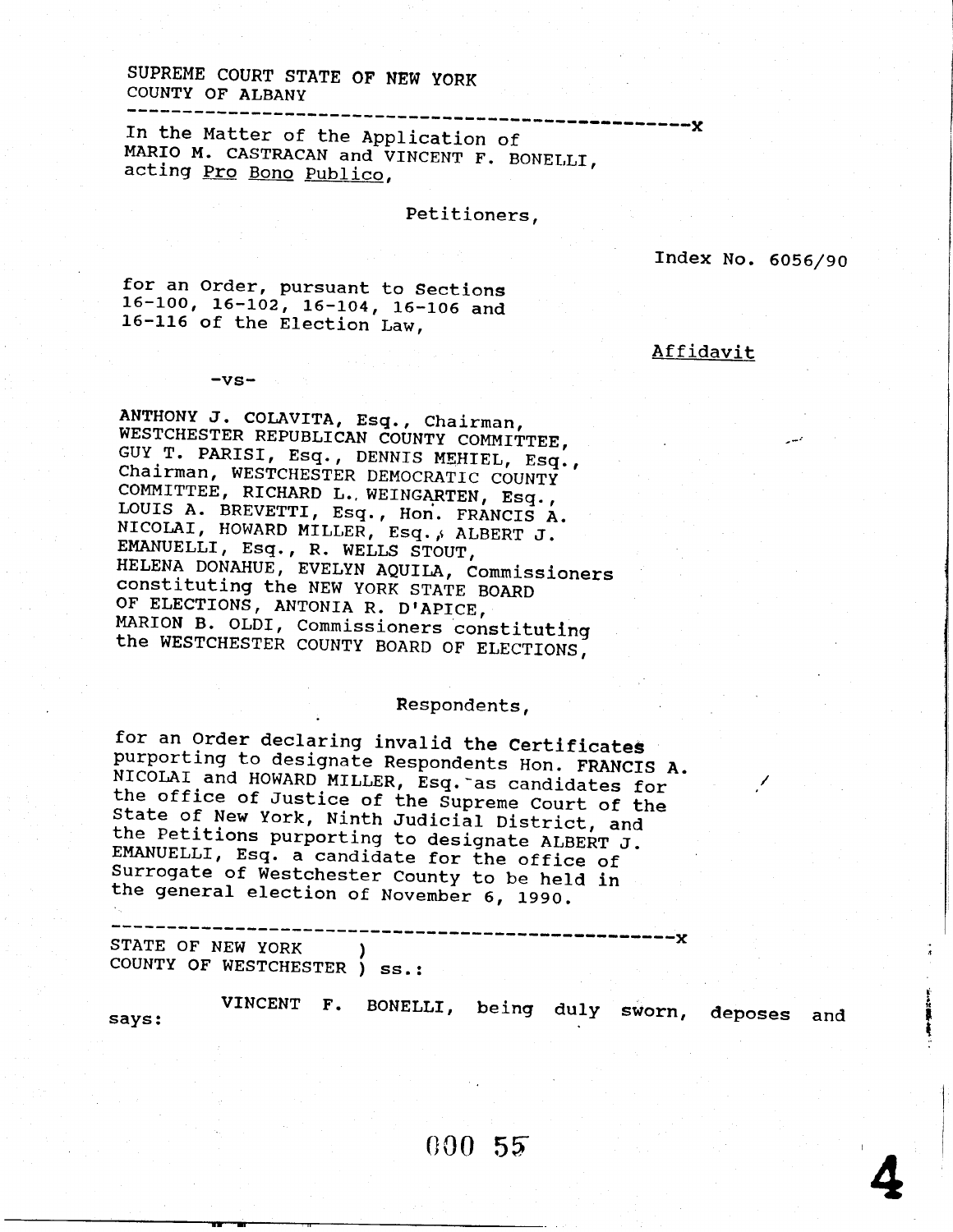SUPREME COURT STATE OF NEW YORK
COUNTY OF ALBANY

---------------------------------------------------x

In the Matter of the Application of
MARIO M. CASTRACAN and VINCENT F. BONELLI,
acting Pro Bono Publico,

Petitioners,

Index No. 6056/90

for an Order, pursuant to Sections
16-100, 16-102, 16-104, 16-106 and
16-116 of the Election Law,

Affidavit

-vs-

ANTHONY J. COLAVITA, Esq., Chairman,
WESTCHESTER REPUBLICAN COUNTY COMMITTEE,
GUY T. PARISI, Esq., DENNIS MEHIEL, Esq.,
Chairman, WESTCHESTER DEMOCRATIC COUNTY
COMMITTEE, RICHARD L. WEINGARTEN, Esq.,
LOUIS A. BREVETTI, Esq., Hon. FRANCIS A.
NICOLAI, HOWARD MILLER, Esq., ALBERT J.
EMANUELLI, Esq., R. WELLS STOUT,
HELENA DONAHUE, EVELYN AQUILA, Commissioners
constituting the NEW YORK STATE BOARD
OF ELECTIONS, ANTONIA R. D'APICE,
MARION B. OLDI, Commissioners constituting
the WESTCHESTER COUNTY BOARD OF ELECTIONS,

Respondents,

for an Order declaring invalid the Certificates
purporting to designate Respondents Hon. FRANCIS A.
NICOLAI and HOWARD MILLER, Esq. as candidates for
the office of Justice of the Supreme Court of the
State of New York, Ninth Judicial District, and
the Petitions purporting to designate ALBERT J.
EMANUELLI, Esq. a candidate for the office of
Surrogate of Westchester County to be held in
the general election of November 6, 1990.

---------------------------------------------------x

STATE OF NEW YORK )
COUNTY OF WESTCHESTER ) ss.:

VINCENT F. BONELLI, being duly sworn, deposes and
says: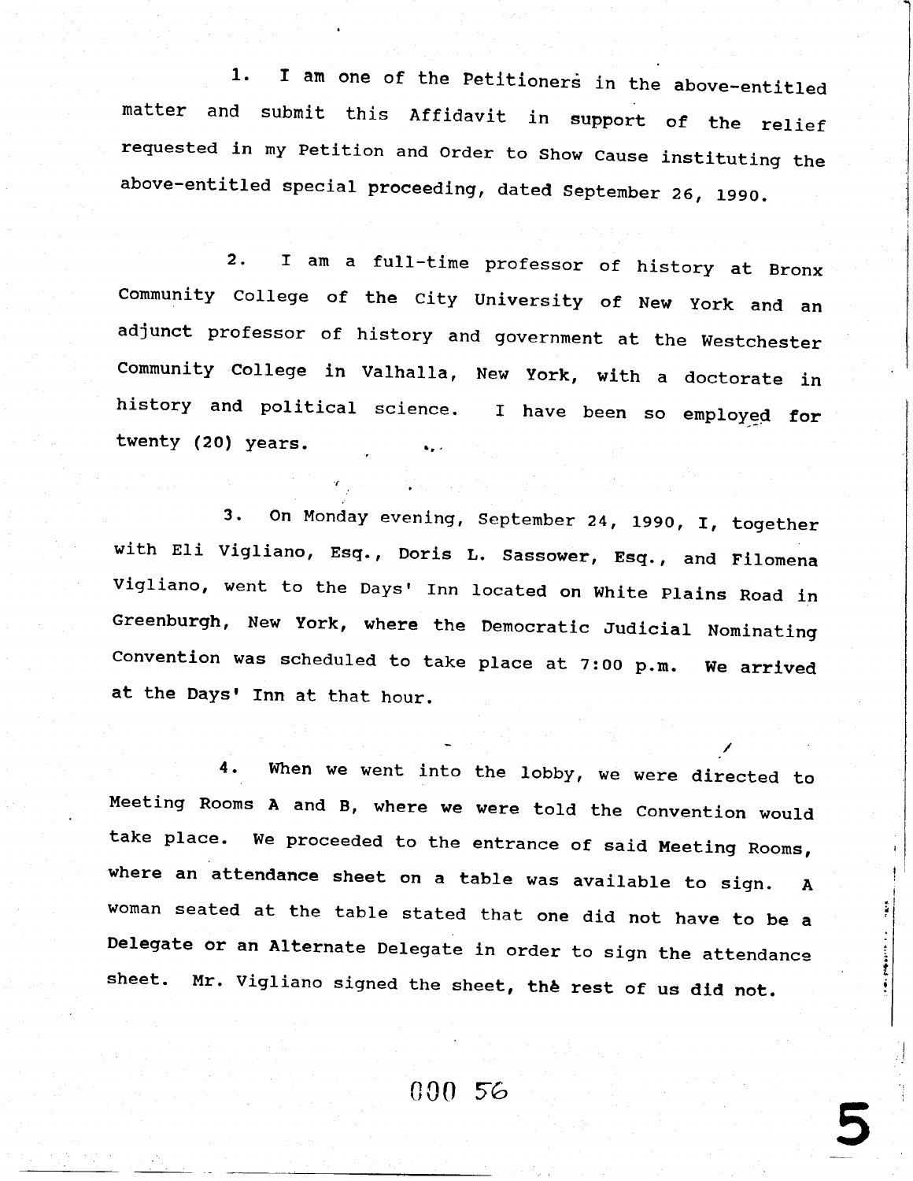1. I am one of the Petitioners in the above-entitled matter and submit this Affidavit in support of the relief requested in my Petition and Order to Show Cause instituting the above-entitled special proceeding, dated September 26, 1990.

2. I am a full-time professor of history at Bronx Community College of the City University of New York and an adjunct professor of history and government at the Westchester Community College in Valhalla, New York, with a doctorate in history and political science. I have been so employed for twenty (20) years.

3. On Monday evening, September 24, 1990, I, together with Eli Vigliano, Esq., Doris L. Sassower, Esq., and Filomena Vigliano, went to the Days' Inn located on White Plains Road in Greenburgh, New York, where the Democratic Judicial Nominating Convention was scheduled to take place at 7:00 p.m. We arrived at the Days' Inn at that hour.

4. When we went into the lobby, we were directed to Meeting Rooms A and B, where we were told the Convention would take place. We proceeded to the entrance of said Meeting Rooms, where an attendance sheet on a table was available to sign. A woman seated at the table stated that one did not have to be a Delegate or an Alternate Delegate in order to sign the attendance sheet. Mr. Vigliano signed the sheet, the rest of us did not.

000 56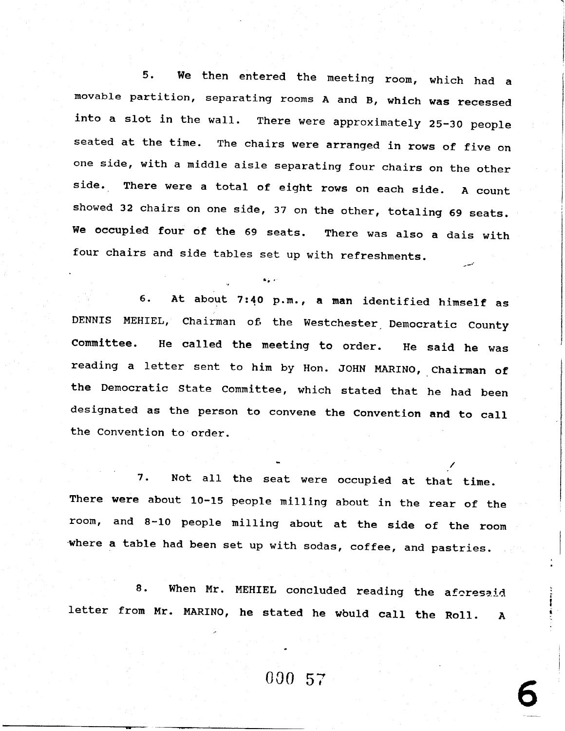5. We then entered the meeting room, which had a movable partition, separating rooms A and B, which was recessed into a slot in the wall. There were approximately 25-30 people seated at the time. The chairs were arranged in rows of five on one side, with a middle aisle separating four chairs on the other side. There were a total of eight rows on each side. A count showed 32 chairs on one side, 37 on the other, totaling 69 seats. We occupied four of the 69 seats. There was also a dais with four chairs and side tables set up with refreshments.

6. At about 7:40 p.m., a man identified himself as DENNIS MEHIEL, Chairman of the Westchester Democratic County Committee. He called the meeting to order. He said he was reading a letter sent to him by Hon. JOHN MARINO, Chairman of the Democratic State Committee, which stated that he had been designated as the person to convene the Convention and to call the Convention to order.

7. Not all the seat were occupied at that time. There were about 10-15 people milling about in the rear of the room, and 8-10 people milling about at the side of the room where a table had been set up with sodas, coffee, and pastries.

8. When Mr. MEHIEL concluded reading the aforesaid letter from Mr. MARINO, he stated he would call the Roll. A

000 57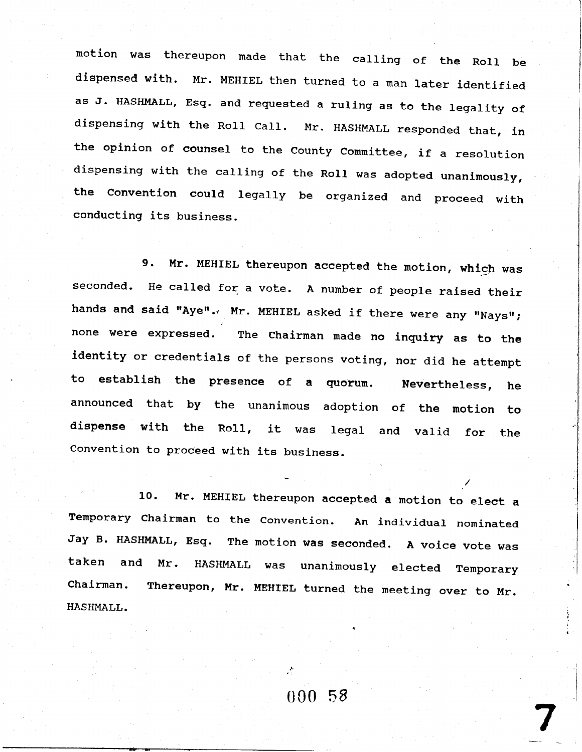motion was thereupon made that the calling of the Roll be dispensed with. Mr. MEHIEL then turned to a man later identified as J. HASHMALL, Esq. and requested a ruling as to the legality of dispensing with the Roll Call. Mr. HASHMALL responded that, in the opinion of counsel to the County Committee, if a resolution dispensing with the calling of the Roll was adopted unanimously, the Convention could legally be organized and proceed with conducting its business.

9. Mr. MEHIEL thereupon accepted the motion, which was seconded. He called for a vote. A number of people raised their hands and said "Aye". Mr. MEHIEL asked if there were any "Nays"; none were expressed. The Chairman made no inquiry as to the identity or credentials of the persons voting, nor did he attempt to establish the presence of a quorum. Nevertheless, he announced that by the unanimous adoption of the motion to dispense with the Roll, it was legal and valid for the Convention to proceed with its business.

10. Mr. MEHIEL thereupon accepted a motion to elect a Temporary Chairman to the Convention. An individual nominated Jay B. HASHMALL, Esq. The motion was seconded. A voice vote was taken and Mr. HASHMALL was unanimously elected Temporary Chairman. Thereupon, Mr. MEHIEL turned the meeting over to Mr. HASHMALL.

000 58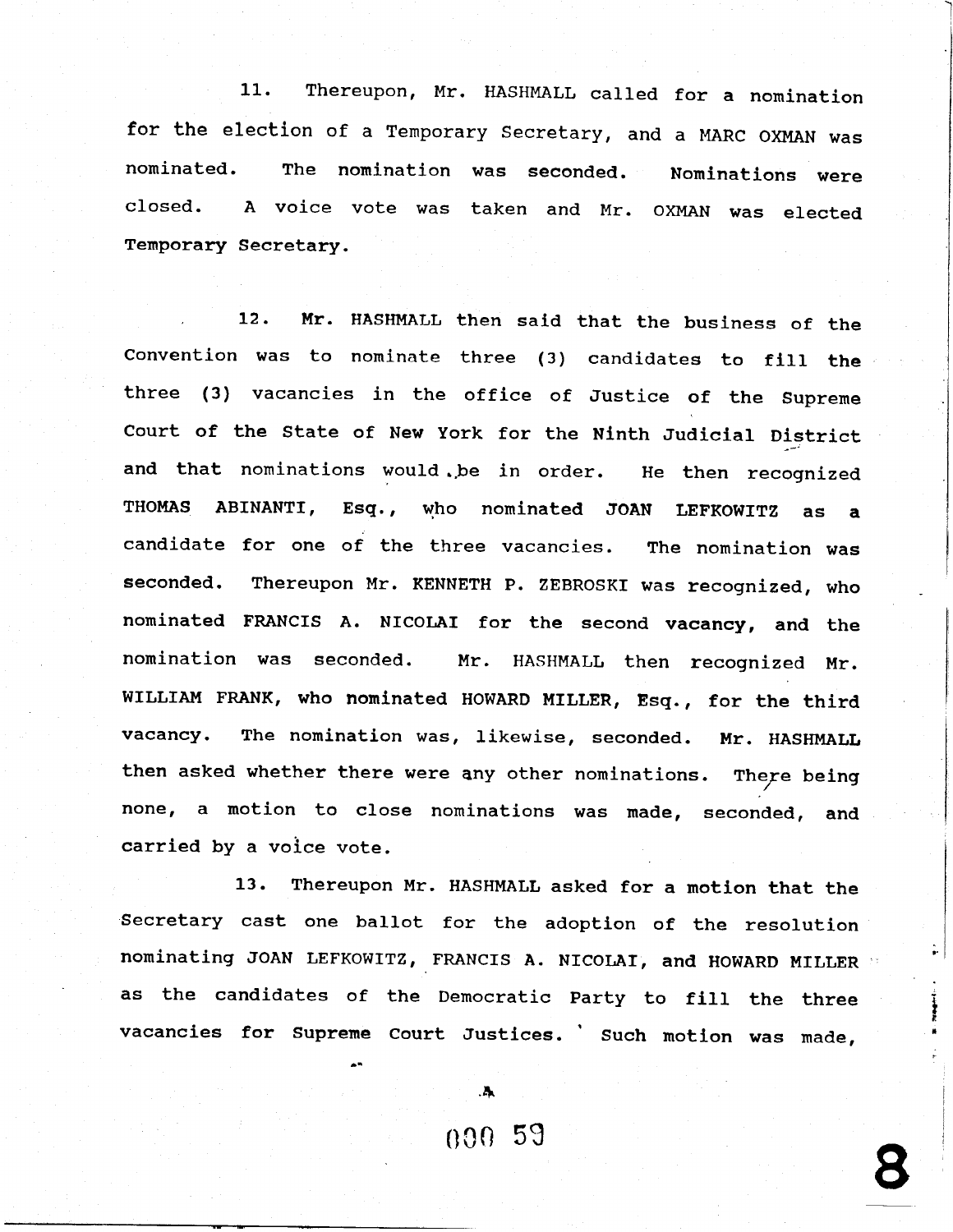11. Thereupon, Mr. HASHMALL called for a nomination for the election of a Temporary Secretary, and a MARC OXMAN was nominated. The nomination was seconded. Nominations were closed. A voice vote was taken and Mr. OXMAN was elected Temporary Secretary.

12. Mr. HASHMALL then said that the business of the Convention was to nominate three (3) candidates to fill the three (3) vacancies in the office of Justice of the Supreme Court of the State of New York for the Ninth Judicial District and that nominations would be in order. He then recognized THOMAS ABINANTI, Esq., who nominated JOAN LEFKOWITZ as a candidate for one of the three vacancies. The nomination was seconded. Thereupon Mr. KENNETH P. ZEBROSKI was recognized, who nominated FRANCIS A. NICOLAI for the second vacancy, and the nomination was seconded. Mr. HASHMALL then recognized Mr. WILLIAM FRANK, who nominated HOWARD MILLER, Esq., for the third vacancy. The nomination was, likewise, seconded. Mr. HASHMALL then asked whether there were any other nominations. There being none, a motion to close nominations was made, seconded, and carried by a voice vote.

13. Thereupon Mr. HASHMALL asked for a motion that the Secretary cast one ballot for the adoption of the resolution nominating JOAN LEFKOWITZ, FRANCIS A. NICOLAI, and HOWARD MILLER as the candidates of the Democratic Party to fill the three vacancies for Supreme Court Justices. Such motion was made,

000 59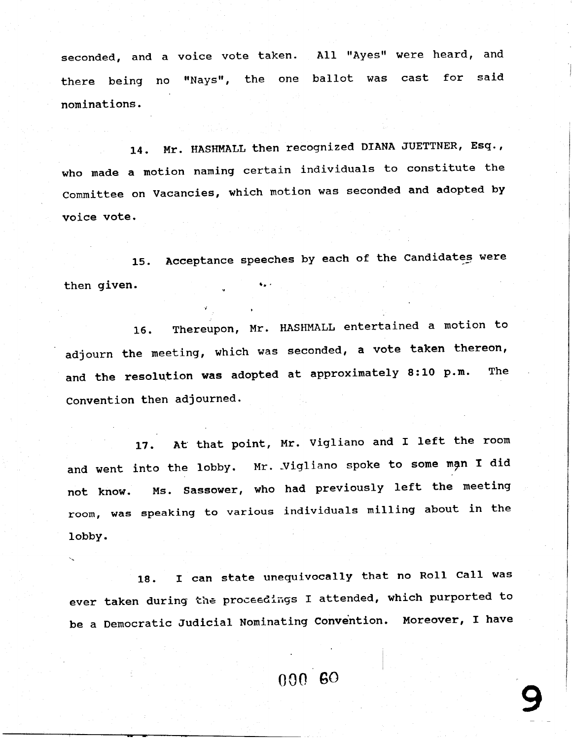seconded, and a voice vote taken. All "Ayes" were heard, and there being no "Nays", the one ballot was cast for said nominations.

14. Mr. HASHMALL then recognized DIANA JUETTNER, Esq., who made a motion naming certain individuals to constitute the Committee on Vacancies, which motion was seconded and adopted by voice vote.

15. Acceptance speeches by each of the Candidates were then given.

16. Thereupon, Mr. HASHMALL entertained a motion to adjourn the meeting, which was seconded, a vote taken thereon, and the resolution was adopted at approximately 8:10 p.m. The Convention then adjourned.

17. At that point, Mr. Vigliano and I left the room and went into the lobby. Mr. Vigliano spoke to some man I did not know. Ms. Sassower, who had previously left the meeting room, was speaking to various individuals milling about in the lobby.

18. I can state unequivocally that no Roll Call was ever taken during the proceedings I attended, which purported to be a Democratic Judicial Nominating Convention. Moreover, I have

000 60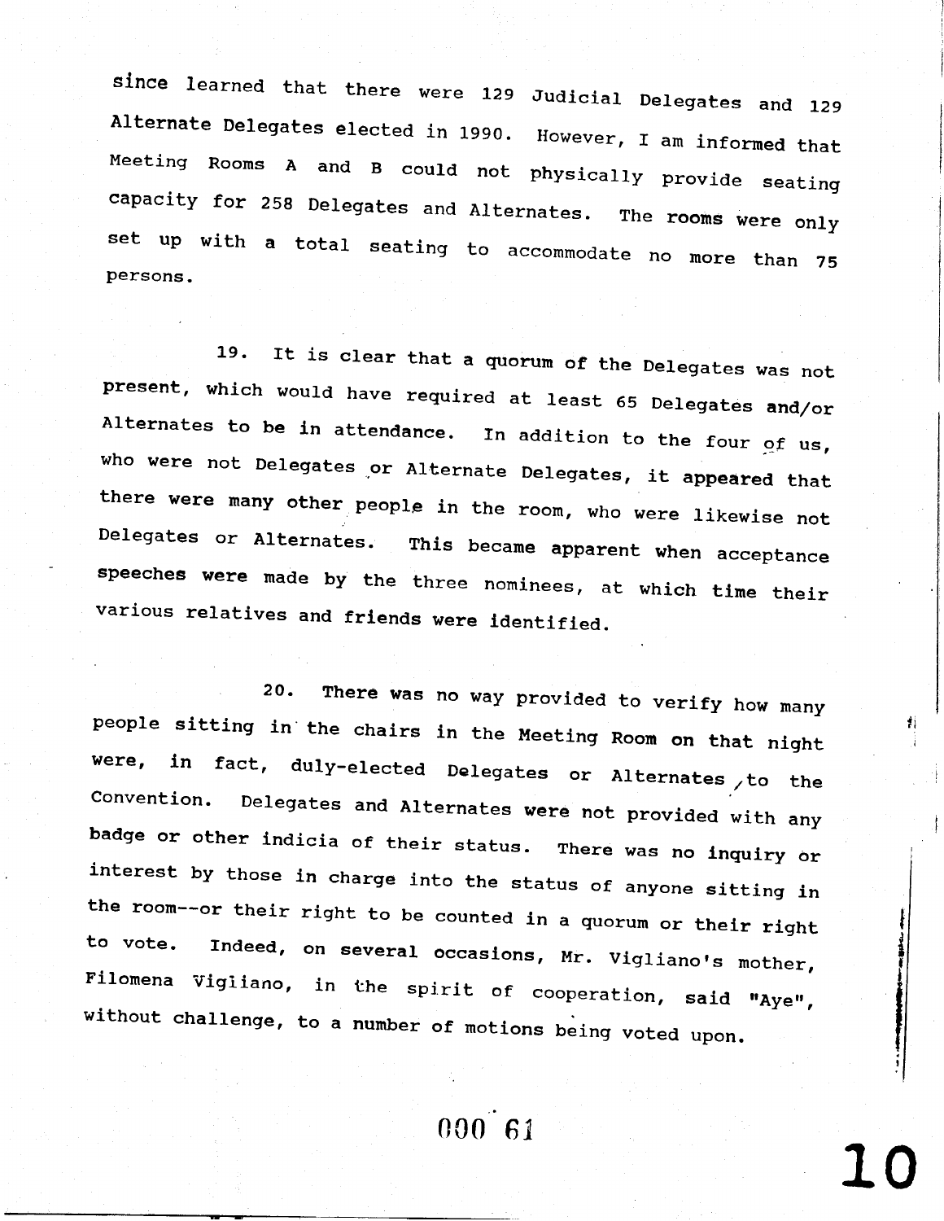since learned that there were 129 Judicial Delegates and 129 Alternate Delegates elected in 1990. However, I am informed that Meeting Rooms A and B could not physically provide seating capacity for 258 Delegates and Alternates. The rooms were only set up with a total seating to accommodate no more than 75 persons.

19. It is clear that a quorum of the Delegates was not present, which would have required at least 65 Delegates and/or Alternates to be in attendance. In addition to the four of us, who were not Delegates or Alternate Delegates, it appeared that there were many other people in the room, who were likewise not Delegates or Alternates. This became apparent when acceptance speeches were made by the three nominees, at which time their various relatives and friends were identified.

20. There was no way provided to verify how many people sitting in the chairs in the Meeting Room on that night were, in fact, duly-elected Delegates or Alternates to the Convention. Delegates and Alternates were not provided with any badge or other indicia of their status. There was no inquiry or interest by those in charge into the status of anyone sitting in the room--or their right to be counted in a quorum or their right to vote. Indeed, on several occasions, Mr. Vigliano's mother, Filomena Vigliano, in the spirit of cooperation, said "Aye", without challenge, to a number of motions being voted upon.

000 61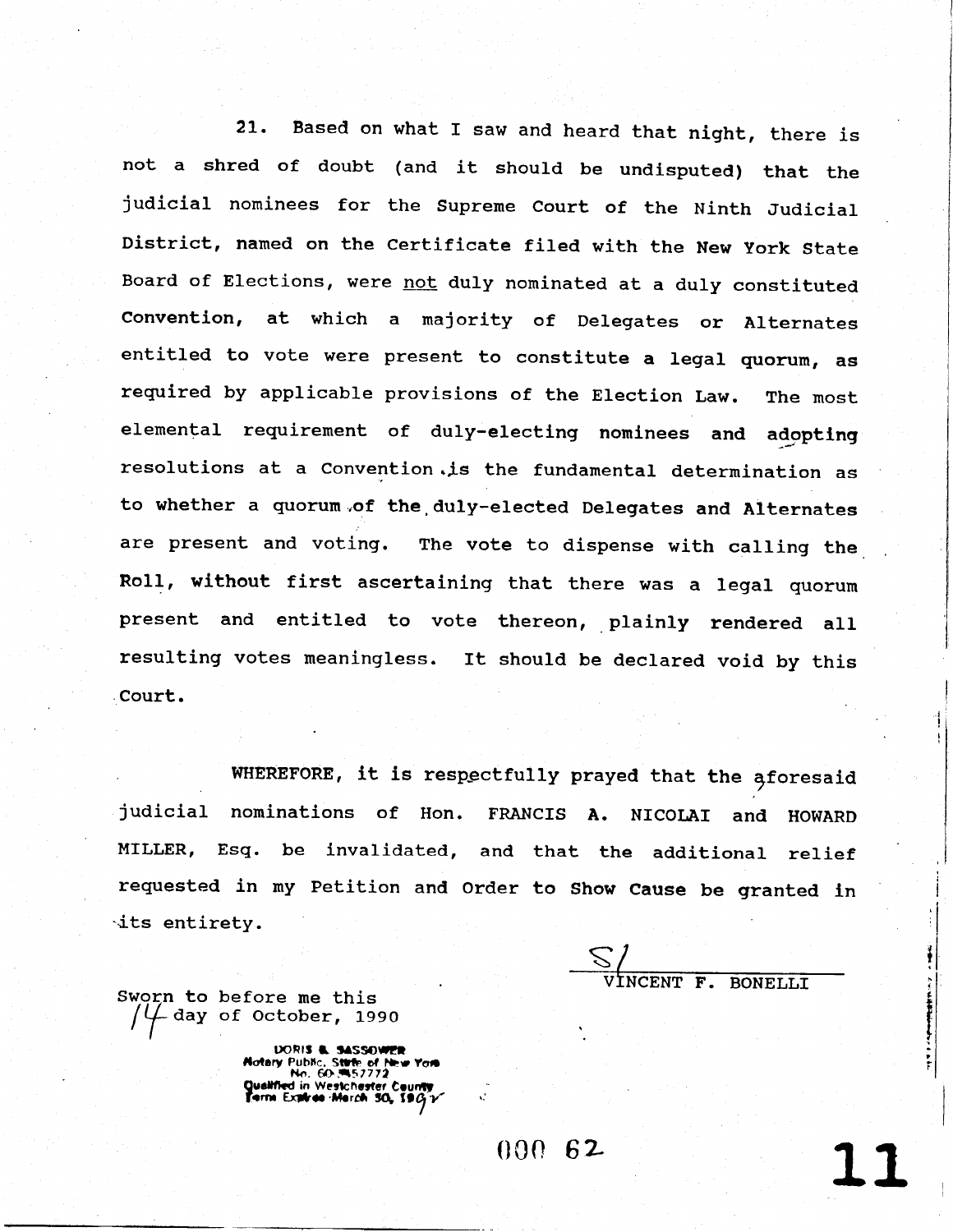21. Based on what I saw and heard that night, there is not a shred of doubt (and it should be undisputed) that the judicial nominees for the Supreme Court of the Ninth Judicial District, named on the Certificate filed with the New York State Board of Elections, were not duly nominated at a duly constituted Convention, at which a majority of Delegates or Alternates entitled to vote were present to constitute a legal quorum, as required by applicable provisions of the Election Law. The most elemental requirement of duly-electing nominees and adopting resolutions at a Convention is the fundamental determination as to whether a quorum of the duly-elected Delegates and Alternates are present and voting. The vote to dispense with calling the Roll, without first ascertaining that there was a legal quorum present and entitled to vote thereon, plainly rendered all resulting votes meaningless. It should be declared void by this Court.

WHEREFORE, it is respectfully prayed that the aforesaid judicial nominations of Hon. FRANCIS A. NICOLAI and HOWARD MILLER, Esq. be invalidated, and that the additional relief requested in my Petition and Order to Show Cause be granted in its entirety.

S/
VINCENT F. BONELLI

Sworn to before me this
14 day of October, 1990

DORIS L. SASSOWER
Notary Public, State of New York
No. 60-4557772
Qualified in Westchester County
Term Expires March 30, 1992

000 62